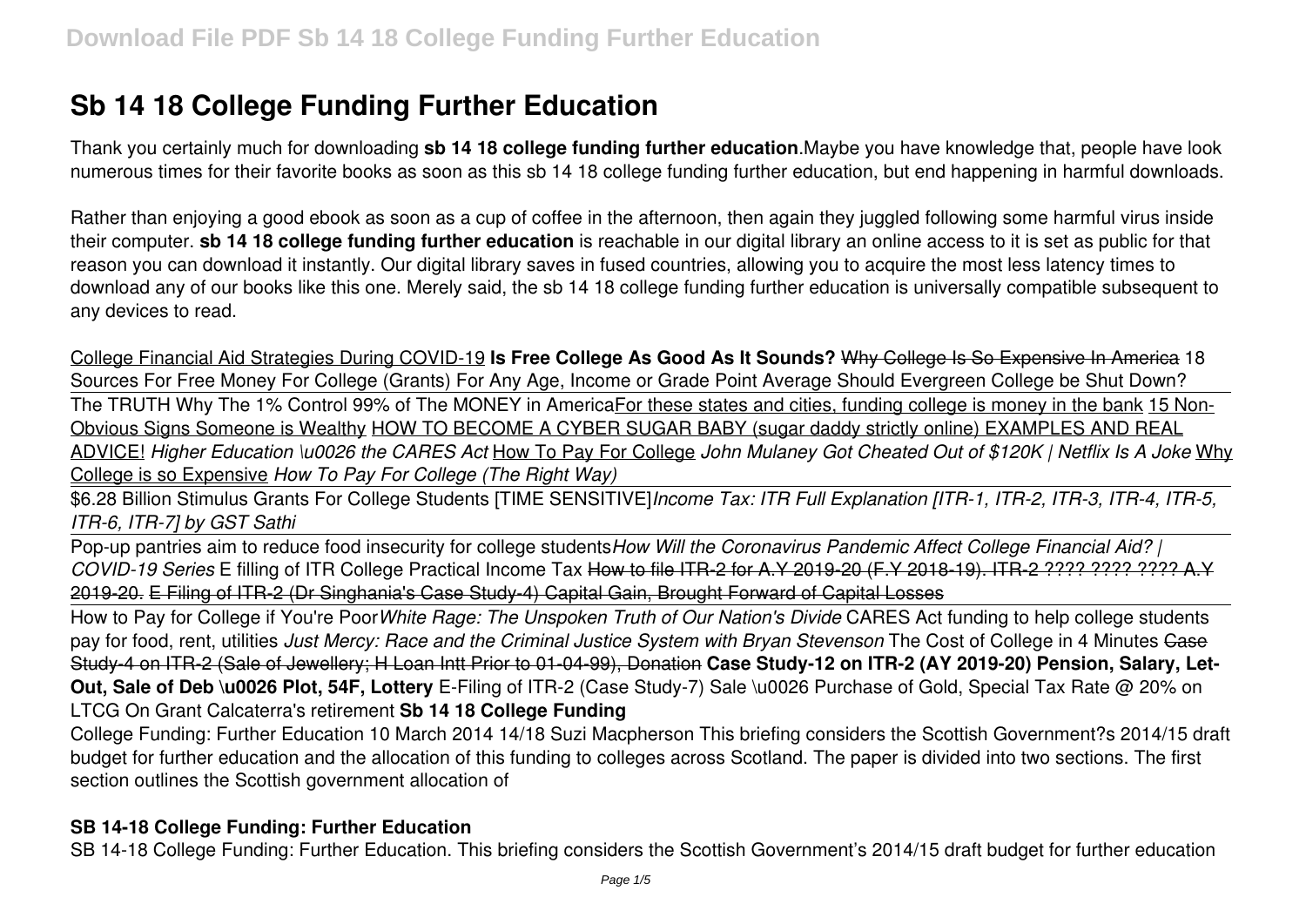# Sb 14 18 College Funding Further Education

Thank you certainly much for downloading **sb 14 18 college funding further education**.Maybe you have knowledge that, people have look numerous times for their favorite books as soon as this sb 14 18 college funding further education, but end happening in harmful downloads.

Rather than enjoying a good ebook as soon as a cup of coffee in the afternoon, then again they juggled following some harmful virus inside their computer. **sb 14 18 college funding further education** is reachable in our digital library an online access to it is set as public for that reason you can download it instantly. Our digital library saves in fused countries, allowing you to acquire the most less latency times to download any of our books like this one. Merely said, the sb 14 18 college funding further education is universally compatible subsequent to any devices to read.

College Financial Aid Strategies During COVID-19 **Is Free College As Good As It Sounds?** ~~Why College Is So Expensive In America~~ 18 Sources For Free Money For College (Grants) For Any Age, Income or Grade Point Average Should Evergreen College be Shut Down?

The TRUTH Why The 1% Control 99% of The MONEY in America For these states and cities, funding college is money in the bank 15 Non-Obvious Signs Someone is Wealthy HOW TO BECOME A CYBER SUGAR BABY (sugar daddy strictly online) EXAMPLES AND REAL ADVICE! *Higher Education & the CARES Act* How To Pay For College *John Mulaney Got Cheated Out of $120K | Netflix Is A Joke* Why College is so Expensive *How To Pay For College (The Right Way)*

$6.28 Billion Stimulus Grants For College Students [TIME SENSITIVE] *Income Tax: ITR Full Explanation [ITR-1, ITR-2, ITR-3, ITR-4, ITR-5, ITR-6, ITR-7] by GST Sathi*

Pop-up pantries aim to reduce food insecurity for college students *How Will the Coronavirus Pandemic Affect College Financial Aid? | COVID-19 Series* E filling of ITR College Practical Income Tax ~~How to file ITR-2 for A.Y 2019-20 (F.Y 2018-19). ITR-2 ???? ???? ???? A.Y 2019-20. E Filing of ITR-2 (Dr Singhania's Case Study-4) Capital Gain, Brought Forward of Capital Losses~~

How to Pay for College if You're Poor *White Rage: The Unspoken Truth of Our Nation's Divide* CARES Act funding to help college students pay for food, rent, utilities *Just Mercy: Race and the Criminal Justice System with Bryan Stevenson* The Cost of College in 4 Minutes ~~Case Study-4 on ITR-2 (Sale of Jewellery; H Loan Intt Prior to 01-04-99), Donation~~ **Case Study-12 on ITR-2 (AY 2019-20) Pension, Salary, Let-Out, Sale of Deb & Plot, 54F, Lottery** E-Filing of ITR-2 (Case Study-7) Sale & Purchase of Gold, Special Tax Rate @ 20% on LTCG On Grant Calcaterra's retirement **Sb 14 18 College Funding**

College Funding: Further Education 10 March 2014 14/18 Suzi Macpherson This briefing considers the Scottish Government?s 2014/15 draft budget for further education and the allocation of this funding to colleges across Scotland. The paper is divided into two sections. The first section outlines the Scottish government allocation of

## SB 14-18 College Funding: Further Education

SB 14-18 College Funding: Further Education. This briefing considers the Scottish Government's 2014/15 draft budget for further education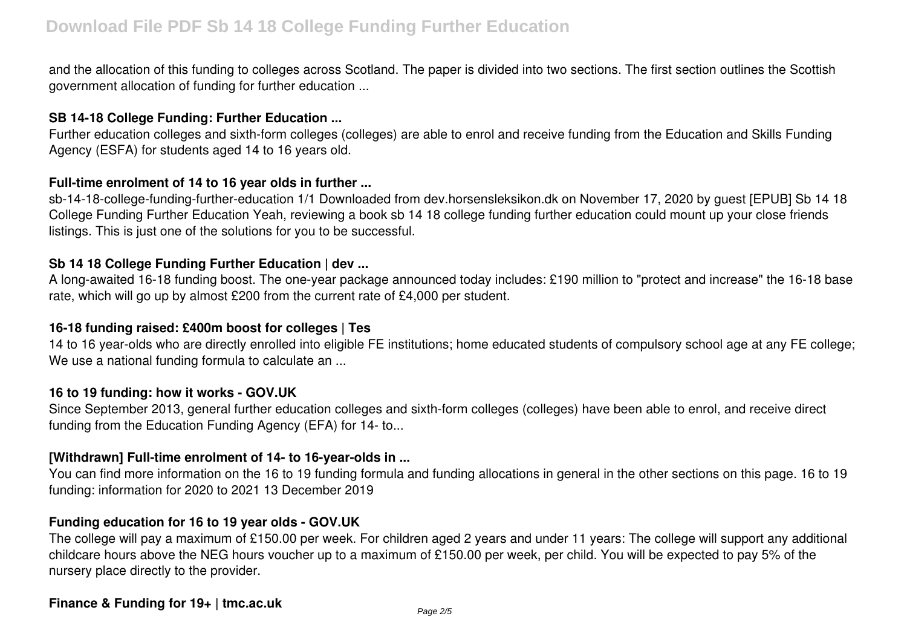and the allocation of this funding to colleges across Scotland. The paper is divided into two sections. The first section outlines the Scottish government allocation of funding for further education ...

### SB 14-18 College Funding: Further Education ...

Further education colleges and sixth-form colleges (colleges) are able to enrol and receive funding from the Education and Skills Funding Agency (ESFA) for students aged 14 to 16 years old.

### Full-time enrolment of 14 to 16 year olds in further ...

sb-14-18-college-funding-further-education 1/1 Downloaded from dev.horsensleksikon.dk on November 17, 2020 by guest [EPUB] Sb 14 18 College Funding Further Education Yeah, reviewing a book sb 14 18 college funding further education could mount up your close friends listings. This is just one of the solutions for you to be successful.

### Sb 14 18 College Funding Further Education | dev ...

A long-awaited 16-18 funding boost. The one-year package announced today includes: £190 million to "protect and increase" the 16-18 base rate, which will go up by almost £200 from the current rate of £4,000 per student.

### 16-18 funding raised: £400m boost for colleges | Tes

14 to 16 year-olds who are directly enrolled into eligible FE institutions; home educated students of compulsory school age at any FE college; We use a national funding formula to calculate an ...

### 16 to 19 funding: how it works - GOV.UK

Since September 2013, general further education colleges and sixth-form colleges (colleges) have been able to enrol, and receive direct funding from the Education Funding Agency (EFA) for 14- to...

### [Withdrawn] Full-time enrolment of 14- to 16-year-olds in ...

You can find more information on the 16 to 19 funding formula and funding allocations in general in the other sections on this page. 16 to 19 funding: information for 2020 to 2021 13 December 2019

### Funding education for 16 to 19 year olds - GOV.UK

The college will pay a maximum of £150.00 per week. For children aged 2 years and under 11 years: The college will support any additional childcare hours above the NEG hours voucher up to a maximum of £150.00 per week, per child. You will be expected to pay 5% of the nursery place directly to the provider.

### Finance & Funding for 19+ | tmc.ac.uk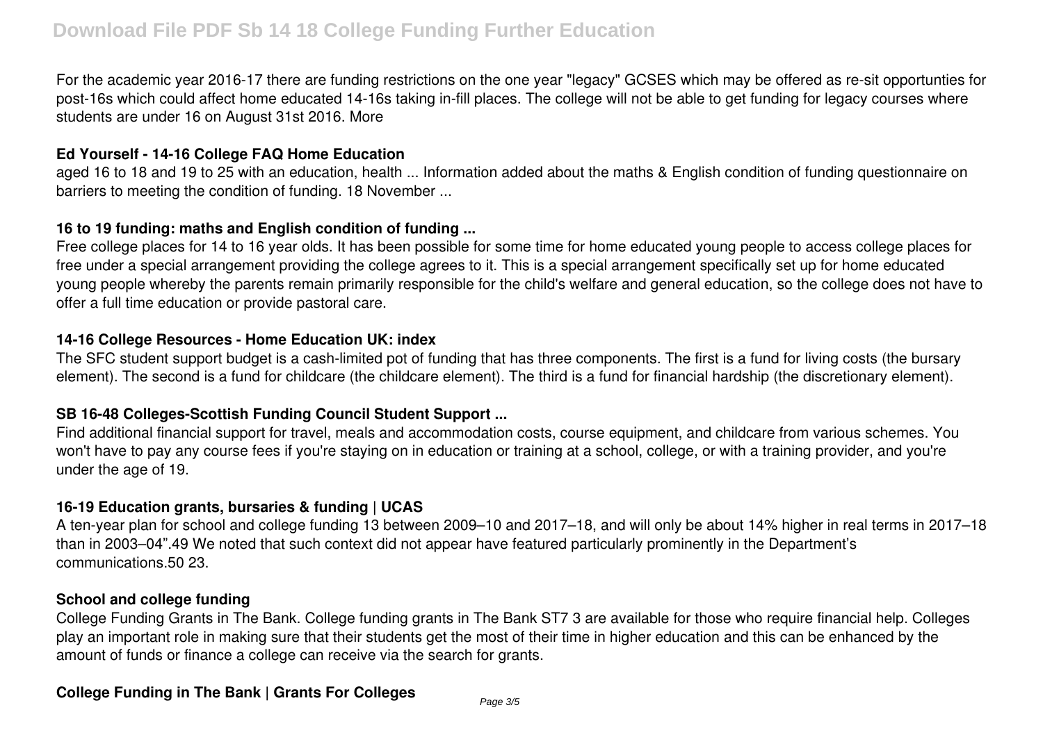For the academic year 2016-17 there are funding restrictions on the one year "legacy" GCSES which may be offered as re-sit opportunties for post-16s which could affect home educated 14-16s taking in-fill places. The college will not be able to get funding for legacy courses where students are under 16 on August 31st 2016. More

### Ed Yourself - 14-16 College FAQ Home Education

aged 16 to 18 and 19 to 25 with an education, health ... Information added about the maths & English condition of funding questionnaire on barriers to meeting the condition of funding. 18 November ...

### 16 to 19 funding: maths and English condition of funding ...

Free college places for 14 to 16 year olds. It has been possible for some time for home educated young people to access college places for free under a special arrangement providing the college agrees to it. This is a special arrangement specifically set up for home educated young people whereby the parents remain primarily responsible for the child's welfare and general education, so the college does not have to offer a full time education or provide pastoral care.

### 14-16 College Resources - Home Education UK: index

The SFC student support budget is a cash-limited pot of funding that has three components. The first is a fund for living costs (the bursary element). The second is a fund for childcare (the childcare element). The third is a fund for financial hardship (the discretionary element).

### SB 16-48 Colleges-Scottish Funding Council Student Support ...

Find additional financial support for travel, meals and accommodation costs, course equipment, and childcare from various schemes. You won't have to pay any course fees if you're staying on in education or training at a school, college, or with a training provider, and you're under the age of 19.

### 16-19 Education grants, bursaries & funding | UCAS

A ten-year plan for school and college funding 13 between 2009–10 and 2017–18, and will only be about 14% higher in real terms in 2017–18 than in 2003–04".49 We noted that such context did not appear have featured particularly prominently in the Department's communications.50 23.

### School and college funding

College Funding Grants in The Bank. College funding grants in The Bank ST7 3 are available for those who require financial help. Colleges play an important role in making sure that their students get the most of their time in higher education and this can be enhanced by the amount of funds or finance a college can receive via the search for grants.

### College Funding in The Bank | Grants For Colleges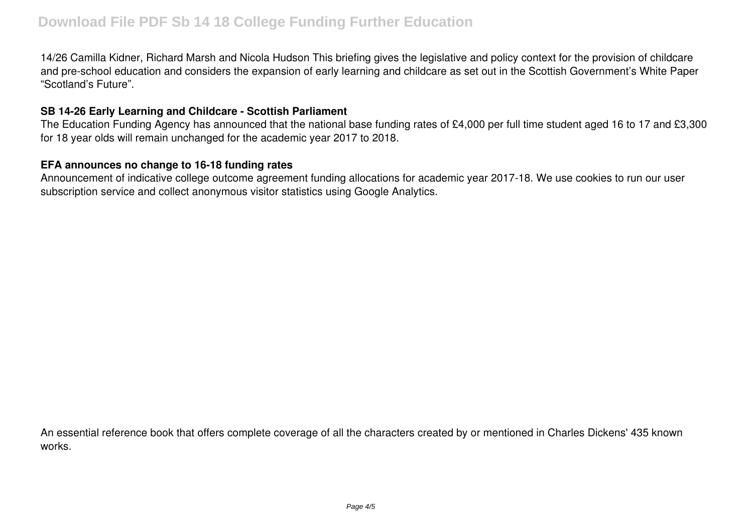14/26 Camilla Kidner, Richard Marsh and Nicola Hudson This briefing gives the legislative and policy context for the provision of childcare and pre-school education and considers the expansion of early learning and childcare as set out in the Scottish Government's White Paper "Scotland's Future".

**SB 14-26 Early Learning and Childcare - Scottish Parliament**

The Education Funding Agency has announced that the national base funding rates of £4,000 per full time student aged 16 to 17 and £3,300 for 18 year olds will remain unchanged for the academic year 2017 to 2018.

**EFA announces no change to 16-18 funding rates**

Announcement of indicative college outcome agreement funding allocations for academic year 2017-18. We use cookies to run our user subscription service and collect anonymous visitor statistics using Google Analytics.

An essential reference book that offers complete coverage of all the characters created by or mentioned in Charles Dickens' 435 known works.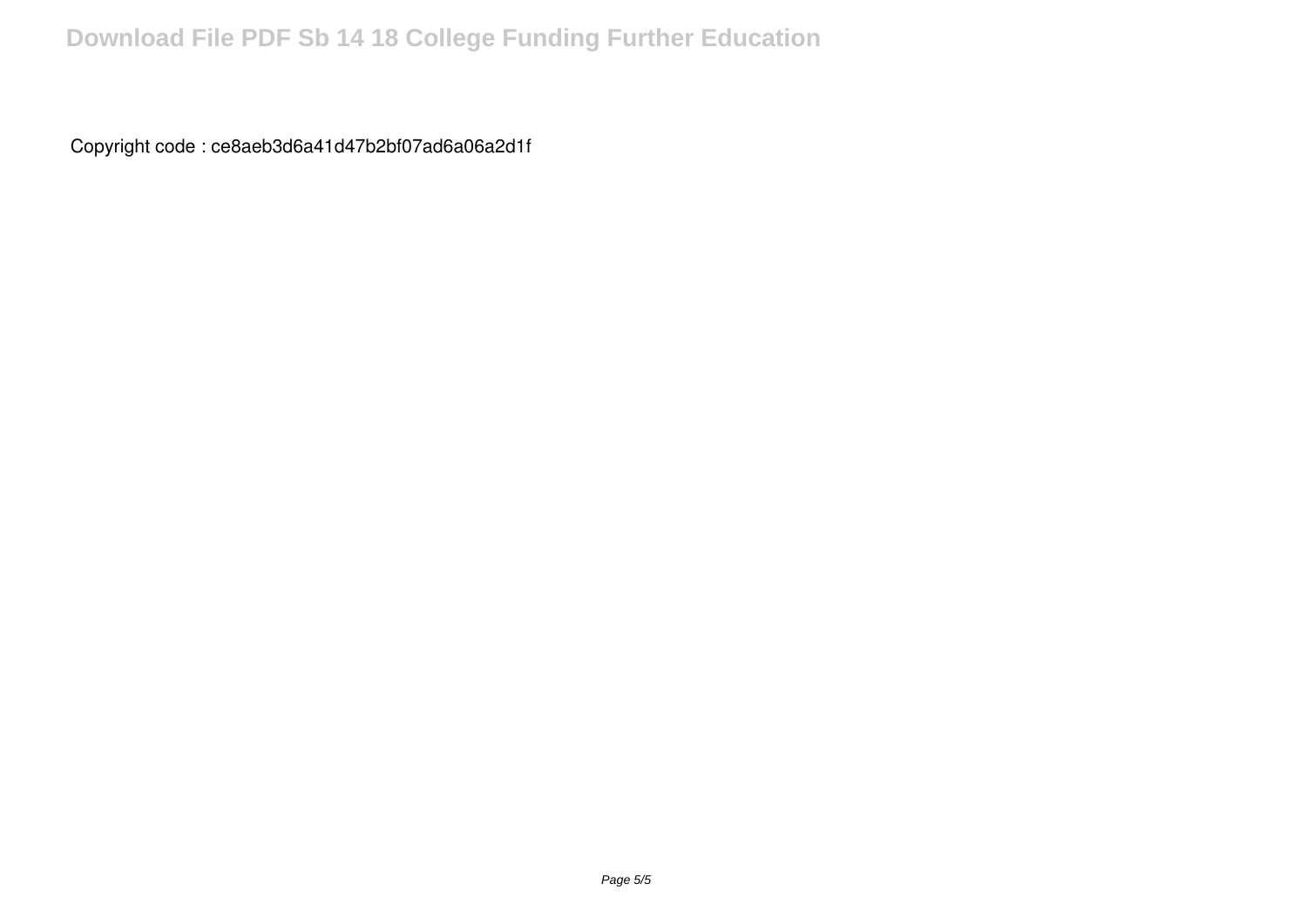Copyright code : ce8aeb3d6a41d47b2bf07ad6a06a2d1f